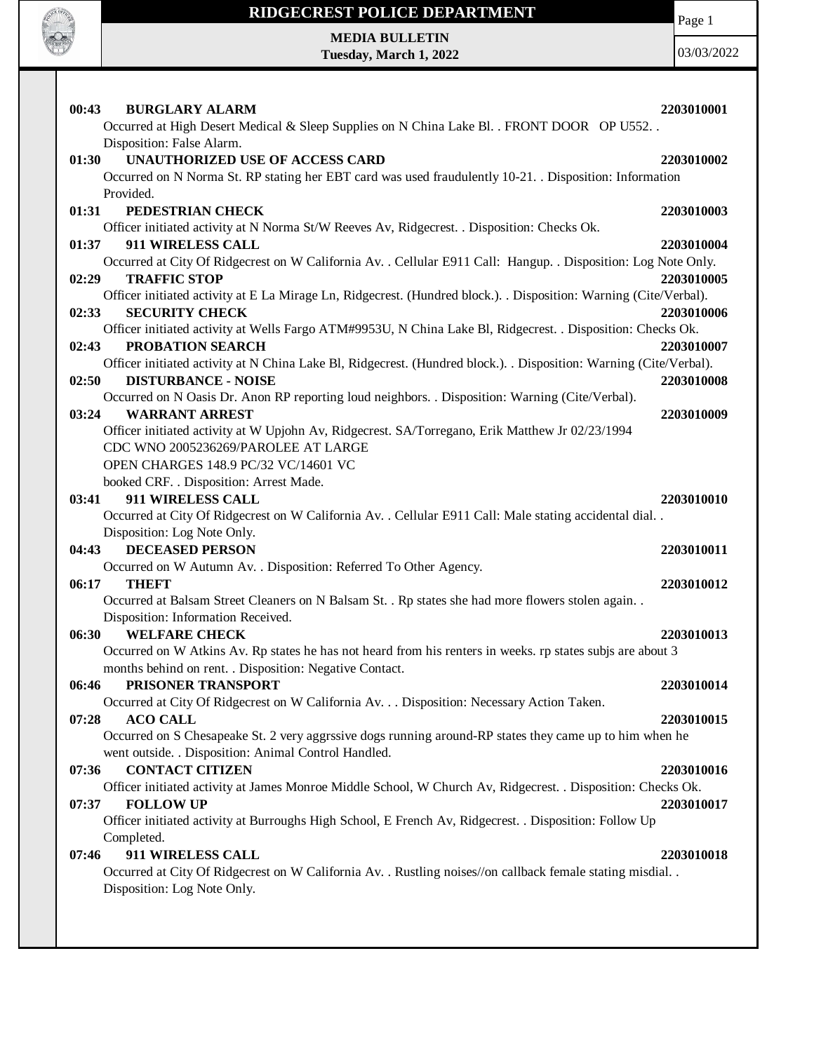# RIDGECREST POLICE DEPARTMENT

**MEDIA BULLETIN**
**Tuesday, March 1, 2022**

03/03/2022

**00:43 BURGLARY ALARM** **2203010001**
Occurred at High Desert Medical & Sleep Supplies on N China Lake Bl. . FRONT DOOR OP U552. . Disposition: False Alarm.

**01:30 UNAUTHORIZED USE OF ACCESS CARD** **2203010002**
Occurred on N Norma St. RP stating her EBT card was used fraudulently 10-21. . Disposition: Information Provided.

**01:31 PEDESTRIAN CHECK** **2203010003**
Officer initiated activity at N Norma St/W Reeves Av, Ridgecrest. . Disposition: Checks Ok.

**01:37 911 WIRELESS CALL** **2203010004**
Occurred at City Of Ridgecrest on W California Av. . Cellular E911 Call: Hangup. . Disposition: Log Note Only.

**02:29 TRAFFIC STOP** **2203010005**
Officer initiated activity at E La Mirage Ln, Ridgecrest. (Hundred block.). . Disposition: Warning (Cite/Verbal).

**02:33 SECURITY CHECK** **2203010006**
Officer initiated activity at Wells Fargo ATM#9953U, N China Lake Bl, Ridgecrest. . Disposition: Checks Ok.

**02:43 PROBATION SEARCH** **2203010007**
Officer initiated activity at N China Lake Bl, Ridgecrest. (Hundred block.). . Disposition: Warning (Cite/Verbal).

**02:50 DISTURBANCE - NOISE** **2203010008**
Occurred on N Oasis Dr. Anon RP reporting loud neighbors. . Disposition: Warning (Cite/Verbal).

**03:24 WARRANT ARREST** **2203010009**
Officer initiated activity at W Upjohn Av, Ridgecrest. SA/Torregano, Erik Matthew Jr 02/23/1994
CDC WNO 2005236269/PAROLEE AT LARGE
OPEN CHARGES 148.9 PC/32 VC/14601 VC
booked CRF. . Disposition: Arrest Made.

**03:41 911 WIRELESS CALL** **2203010010**
Occurred at City Of Ridgecrest on W California Av. . Cellular E911 Call: Male stating accidental dial. . Disposition: Log Note Only.

**04:43 DECEASED PERSON** **2203010011**
Occurred on W Autumn Av. . Disposition: Referred To Other Agency.

**06:17 THEFT** **2203010012**
Occurred at Balsam Street Cleaners on N Balsam St. . Rp states she had more flowers stolen again. . Disposition: Information Received.

**06:30 WELFARE CHECK** **2203010013**
Occurred on W Atkins Av. Rp states he has not heard from his renters in weeks. rp states subjs are about 3 months behind on rent. . Disposition: Negative Contact.

**06:46 PRISONER TRANSPORT** **2203010014**
Occurred at City Of Ridgecrest on W California Av. . . Disposition: Necessary Action Taken.

**07:28 ACO CALL** **2203010015**
Occurred on S Chesapeake St. 2 very aggrssive dogs running around-RP states they came up to him when he went outside. . Disposition: Animal Control Handled.

**07:36 CONTACT CITIZEN** **2203010016**
Officer initiated activity at James Monroe Middle School, W Church Av, Ridgecrest. . Disposition: Checks Ok.

**07:37 FOLLOW UP** **2203010017**
Officer initiated activity at Burroughs High School, E French Av, Ridgecrest. . Disposition: Follow Up Completed.

**07:46 911 WIRELESS CALL** **2203010018**
Occurred at City Of Ridgecrest on W California Av. . Rustling noises//on callback female stating misdial. . Disposition: Log Note Only.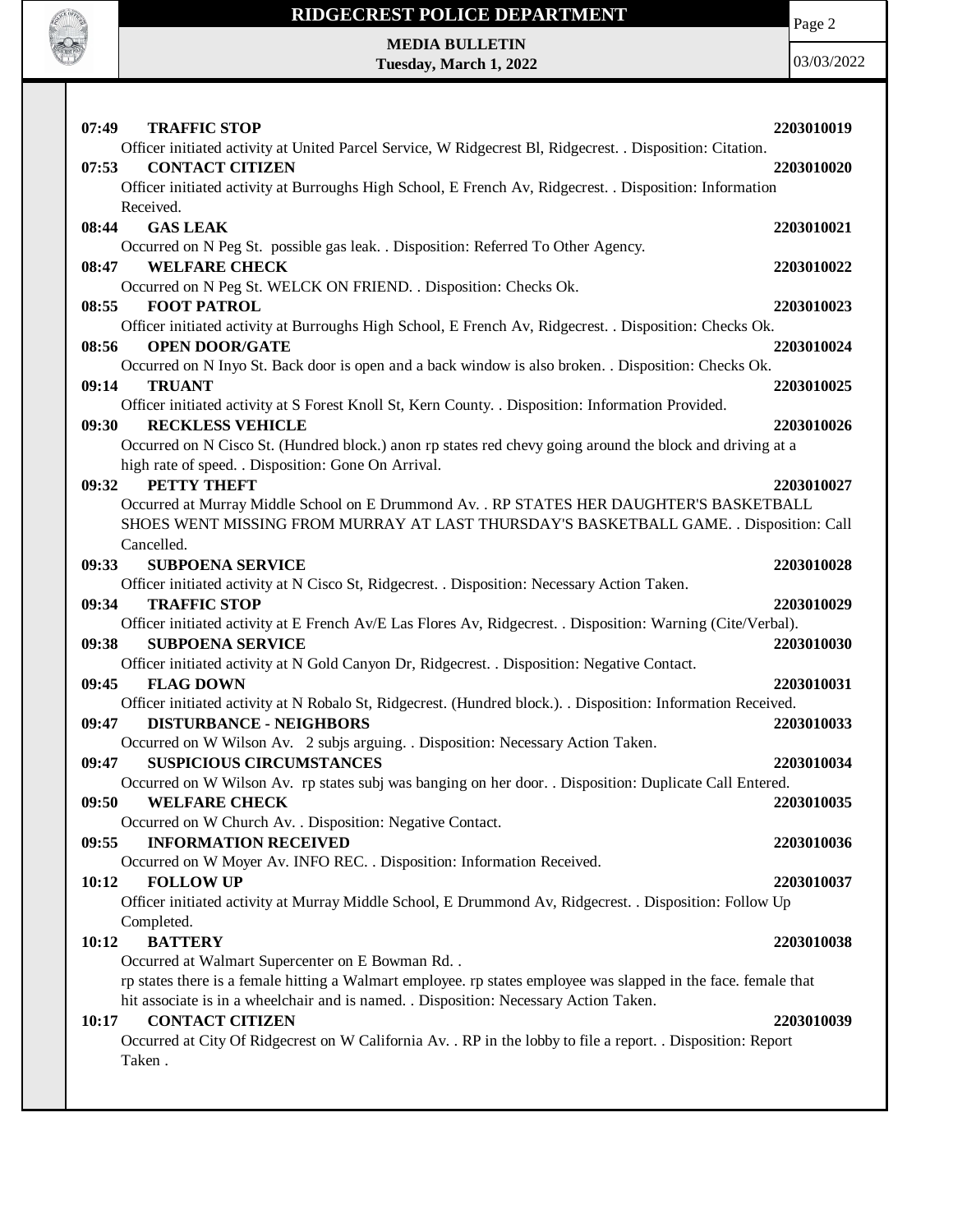**07:49 TRAFFIC STOP** **2203010019**
Officer initiated activity at United Parcel Service, W Ridgecrest Bl, Ridgecrest. . Disposition: Citation.

**07:53 CONTACT CITIZEN** **2203010020**
Officer initiated activity at Burroughs High School, E French Av, Ridgecrest. . Disposition: Information Received.

**08:44 GAS LEAK** **2203010021**
Occurred on N Peg St. possible gas leak. . Disposition: Referred To Other Agency.

**08:47 WELFARE CHECK** **2203010022**
Occurred on N Peg St. WELCK ON FRIEND. . Disposition: Checks Ok.

**08:55 FOOT PATROL** **2203010023**
Officer initiated activity at Burroughs High School, E French Av, Ridgecrest. . Disposition: Checks Ok.

**08:56 OPEN DOOR/GATE** **2203010024**
Occurred on N Inyo St. Back door is open and a back window is also broken. . Disposition: Checks Ok.

**09:14 TRUANT** **2203010025**
Officer initiated activity at S Forest Knoll St, Kern County. . Disposition: Information Provided.

**09:30 RECKLESS VEHICLE** **2203010026**
Occurred on N Cisco St. (Hundred block.) anon rp states red chevy going around the block and driving at a high rate of speed. . Disposition: Gone On Arrival.

**09:32 PETTY THEFT** **2203010027**
Occurred at Murray Middle School on E Drummond Av. . RP STATES HER DAUGHTER'S BASKETBALL SHOES WENT MISSING FROM MURRAY AT LAST THURSDAY'S BASKETBALL GAME. . Disposition: Call Cancelled.

**09:33 SUBPOENA SERVICE** **2203010028**
Officer initiated activity at N Cisco St, Ridgecrest. . Disposition: Necessary Action Taken.

**09:34 TRAFFIC STOP** **2203010029**
Officer initiated activity at E French Av/E Las Flores Av, Ridgecrest. . Disposition: Warning (Cite/Verbal).

**09:38 SUBPOENA SERVICE** **2203010030**
Officer initiated activity at N Gold Canyon Dr, Ridgecrest. . Disposition: Negative Contact.

**09:45 FLAG DOWN** **2203010031**
Officer initiated activity at N Robalo St, Ridgecrest. (Hundred block.). . Disposition: Information Received.

**09:47 DISTURBANCE - NEIGHBORS** **2203010033**
Occurred on W Wilson Av. 2 subjs arguing. . Disposition: Necessary Action Taken.

**09:47 SUSPICIOUS CIRCUMSTANCES** **2203010034**
Occurred on W Wilson Av. rp states subj was banging on her door. . Disposition: Duplicate Call Entered.

**09:50 WELFARE CHECK** **2203010035**
Occurred on W Church Av. . Disposition: Negative Contact.

**09:55 INFORMATION RECEIVED** **2203010036**
Occurred on W Moyer Av. INFO REC. . Disposition: Information Received.

**10:12 FOLLOW UP** **2203010037**
Officer initiated activity at Murray Middle School, E Drummond Av, Ridgecrest. . Disposition: Follow Up Completed.

**10:12 BATTERY** **2203010038**
Occurred at Walmart Supercenter on E Bowman Rd. .
rp states there is a female hitting a Walmart employee. rp states employee was slapped in the face. female that hit associate is in a wheelchair and is named. . Disposition: Necessary Action Taken.

**10:17 CONTACT CITIZEN** **2203010039**
Occurred at City Of Ridgecrest on W California Av. . RP in the lobby to file a report. . Disposition: Report Taken .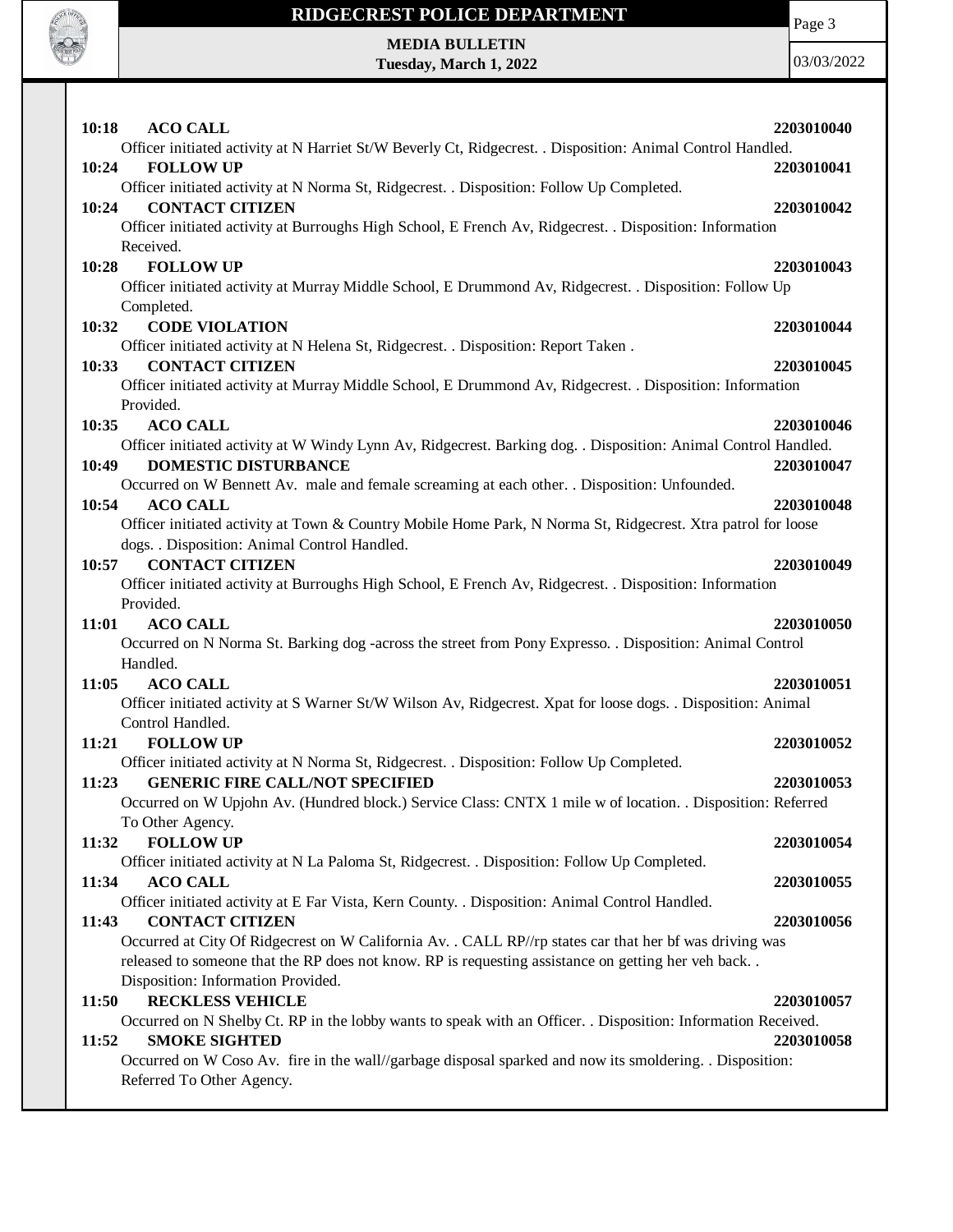**10:18 ACO CALL** 2203010040

Officer initiated activity at N Harriet St/W Beverly Ct, Ridgecrest. . Disposition: Animal Control Handled.

**10:24 FOLLOW UP** 2203010041

Officer initiated activity at N Norma St, Ridgecrest. . Disposition: Follow Up Completed.

**10:24 CONTACT CITIZEN** 2203010042

Officer initiated activity at Burroughs High School, E French Av, Ridgecrest. . Disposition: Information Received.

**10:28 FOLLOW UP** 2203010043

Officer initiated activity at Murray Middle School, E Drummond Av, Ridgecrest. . Disposition: Follow Up Completed.

**10:32 CODE VIOLATION** 2203010044

Officer initiated activity at N Helena St, Ridgecrest. . Disposition: Report Taken .

**10:33 CONTACT CITIZEN** 2203010045

Officer initiated activity at Murray Middle School, E Drummond Av, Ridgecrest. . Disposition: Information Provided.

**10:35 ACO CALL** 2203010046

Officer initiated activity at W Windy Lynn Av, Ridgecrest. Barking dog. . Disposition: Animal Control Handled.

**10:49 DOMESTIC DISTURBANCE** 2203010047

Occurred on W Bennett Av. male and female screaming at each other. . Disposition: Unfounded.

**10:54 ACO CALL** 2203010048

Officer initiated activity at Town & Country Mobile Home Park, N Norma St, Ridgecrest. Xtra patrol for loose dogs. . Disposition: Animal Control Handled.

**10:57 CONTACT CITIZEN** 2203010049

Officer initiated activity at Burroughs High School, E French Av, Ridgecrest. . Disposition: Information Provided.

**11:01 ACO CALL** 2203010050

Occurred on N Norma St. Barking dog -across the street from Pony Expresso. . Disposition: Animal Control Handled.

**11:05 ACO CALL** 2203010051

Officer initiated activity at S Warner St/W Wilson Av, Ridgecrest. Xpat for loose dogs. . Disposition: Animal Control Handled.

**11:21 FOLLOW UP** 2203010052

Officer initiated activity at N Norma St, Ridgecrest. . Disposition: Follow Up Completed.

**11:23 GENERIC FIRE CALL/NOT SPECIFIED** 2203010053

Occurred on W Upjohn Av. (Hundred block.) Service Class: CNTX 1 mile w of location. . Disposition: Referred To Other Agency.

**11:32 FOLLOW UP** 2203010054

Officer initiated activity at N La Paloma St, Ridgecrest. . Disposition: Follow Up Completed.

**11:34 ACO CALL** 2203010055

Officer initiated activity at E Far Vista, Kern County. . Disposition: Animal Control Handled.

**11:43 CONTACT CITIZEN** 2203010056

Occurred at City Of Ridgecrest on W California Av. . CALL RP//rp states car that her bf was driving was released to someone that the RP does not know. RP is requesting assistance on getting her veh back. . Disposition: Information Provided.

**11:50 RECKLESS VEHICLE** 2203010057

Occurred on N Shelby Ct. RP in the lobby wants to speak with an Officer. . Disposition: Information Received.

**11:52 SMOKE SIGHTED** 2203010058

Occurred on W Coso Av. fire in the wall//garbage disposal sparked and now its smoldering. . Disposition: Referred To Other Agency.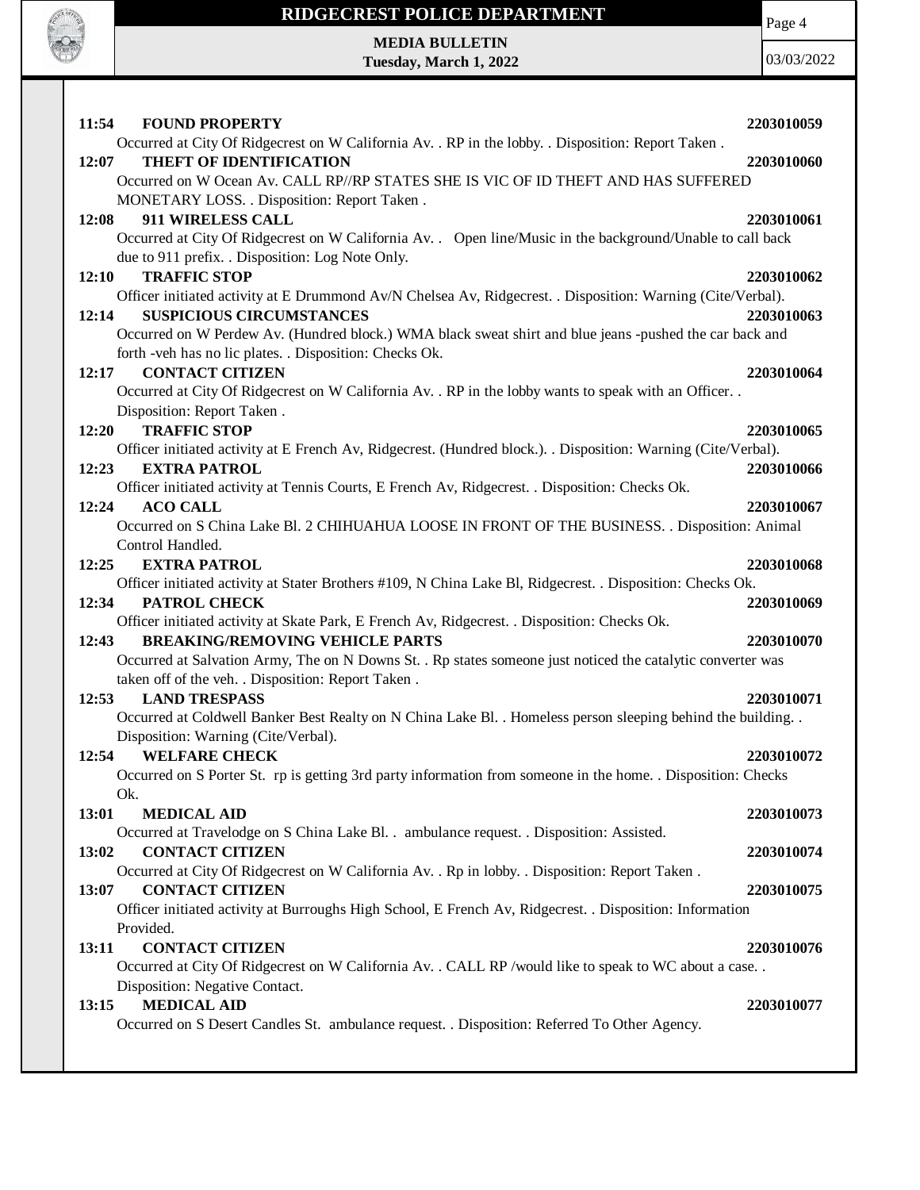**11:54 FOUND PROPERTY** **2203010059**
Occurred at City Of Ridgecrest on W California Av. . RP in the lobby. . Disposition: Report Taken .

**12:07 THEFT OF IDENTIFICATION** **2203010060**
Occurred on W Ocean Av. CALL RP//RP STATES SHE IS VIC OF ID THEFT AND HAS SUFFERED MONETARY LOSS. . Disposition: Report Taken .

**12:08 911 WIRELESS CALL** **2203010061**
Occurred at City Of Ridgecrest on W California Av. . Open line/Music in the background/Unable to call back due to 911 prefix. . Disposition: Log Note Only.

**12:10 TRAFFIC STOP** **2203010062**
Officer initiated activity at E Drummond Av/N Chelsea Av, Ridgecrest. . Disposition: Warning (Cite/Verbal).

**12:14 SUSPICIOUS CIRCUMSTANCES** **2203010063**
Occurred on W Perdew Av. (Hundred block.) WMA black sweat shirt and blue jeans -pushed the car back and forth -veh has no lic plates. . Disposition: Checks Ok.

**12:17 CONTACT CITIZEN** **2203010064**
Occurred at City Of Ridgecrest on W California Av. . RP in the lobby wants to speak with an Officer. . Disposition: Report Taken .

**12:20 TRAFFIC STOP** **2203010065**
Officer initiated activity at E French Av, Ridgecrest. (Hundred block.). . Disposition: Warning (Cite/Verbal).

**12:23 EXTRA PATROL** **2203010066**
Officer initiated activity at Tennis Courts, E French Av, Ridgecrest. . Disposition: Checks Ok.

**12:24 ACO CALL** **2203010067**
Occurred on S China Lake Bl. 2 CHIHUAHUA LOOSE IN FRONT OF THE BUSINESS. . Disposition: Animal Control Handled.

**12:25 EXTRA PATROL** **2203010068**
Officer initiated activity at Stater Brothers #109, N China Lake Bl, Ridgecrest. . Disposition: Checks Ok.

**12:34 PATROL CHECK** **2203010069**
Officer initiated activity at Skate Park, E French Av, Ridgecrest. . Disposition: Checks Ok.

**12:43 BREAKING/REMOVING VEHICLE PARTS** **2203010070**
Occurred at Salvation Army, The on N Downs St. . Rp states someone just noticed the catalytic converter was taken off of the veh. . Disposition: Report Taken .

**12:53 LAND TRESPASS** **2203010071**
Occurred at Coldwell Banker Best Realty on N China Lake Bl. . Homeless person sleeping behind the building. . Disposition: Warning (Cite/Verbal).

**12:54 WELFARE CHECK** **2203010072**
Occurred on S Porter St. rp is getting 3rd party information from someone in the home. . Disposition: Checks Ok.

**13:01 MEDICAL AID** **2203010073**
Occurred at Travelodge on S China Lake Bl. . ambulance request. . Disposition: Assisted.

**13:02 CONTACT CITIZEN** **2203010074**
Occurred at City Of Ridgecrest on W California Av. . Rp in lobby. . Disposition: Report Taken .

**13:07 CONTACT CITIZEN** **2203010075**
Officer initiated activity at Burroughs High School, E French Av, Ridgecrest. . Disposition: Information Provided.

**13:11 CONTACT CITIZEN** **2203010076**
Occurred at City Of Ridgecrest on W California Av. . CALL RP /would like to speak to WC about a case. . Disposition: Negative Contact.

**13:15 MEDICAL AID** **2203010077**
Occurred on S Desert Candles St. ambulance request. . Disposition: Referred To Other Agency.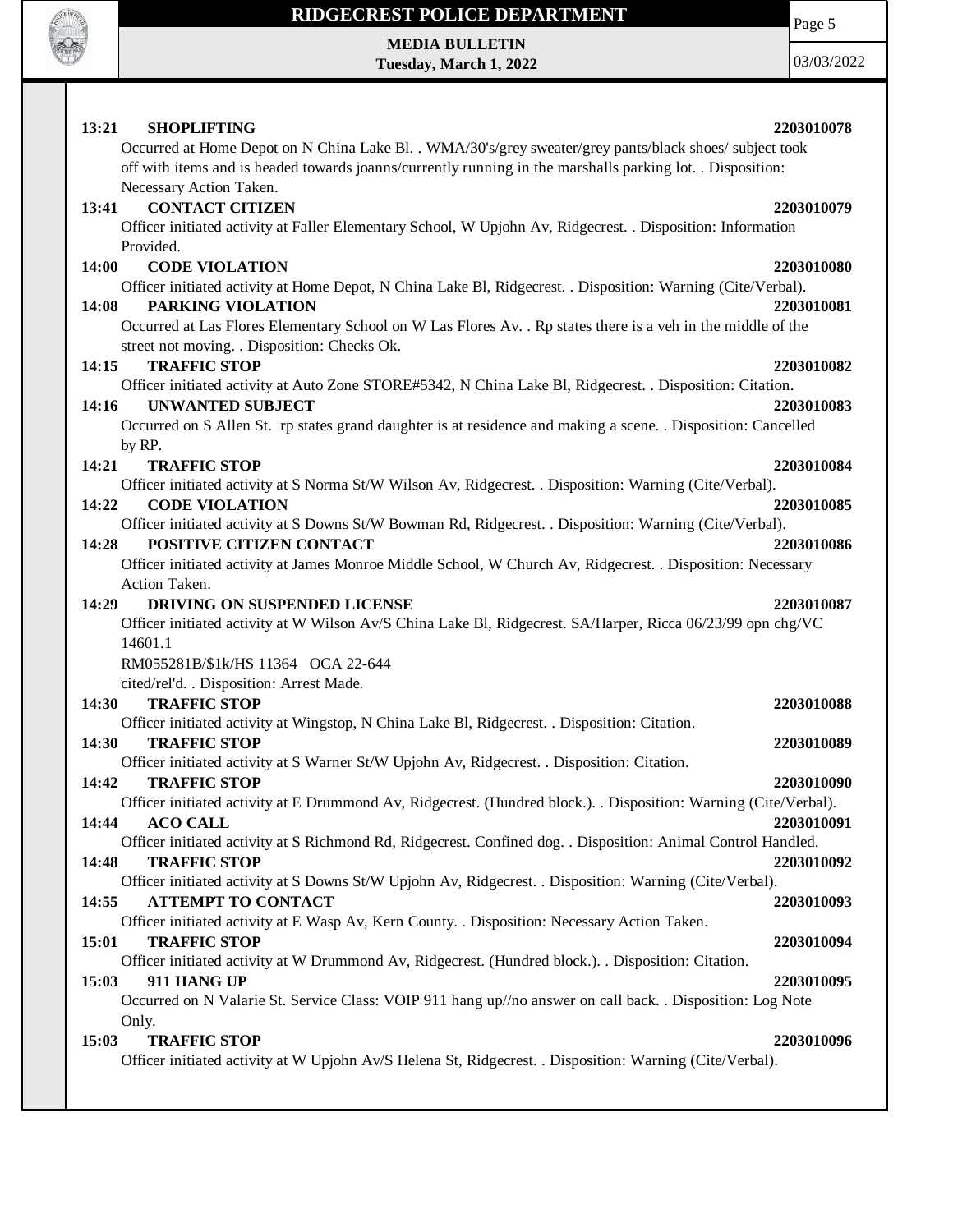**13:21 SHOPLIFTING 2203010078**

Occurred at Home Depot on N China Lake Bl. . WMA/30's/grey sweater/grey pants/black shoes/ subject took off with items and is headed towards joanns/currently running in the marshalls parking lot. . Disposition: Necessary Action Taken.

**13:41 CONTACT CITIZEN 2203010079**

Officer initiated activity at Faller Elementary School, W Upjohn Av, Ridgecrest. . Disposition: Information Provided.

**14:00 CODE VIOLATION 2203010080**

Officer initiated activity at Home Depot, N China Lake Bl, Ridgecrest. . Disposition: Warning (Cite/Verbal).

**14:08 PARKING VIOLATION 2203010081**

Occurred at Las Flores Elementary School on W Las Flores Av. . Rp states there is a veh in the middle of the street not moving. . Disposition: Checks Ok.

**14:15 TRAFFIC STOP 2203010082**

Officer initiated activity at Auto Zone STORE#5342, N China Lake Bl, Ridgecrest. . Disposition: Citation.

**14:16 UNWANTED SUBJECT 2203010083**

Occurred on S Allen St. rp states grand daughter is at residence and making a scene. . Disposition: Cancelled by RP.

**14:21 TRAFFIC STOP 2203010084**

Officer initiated activity at S Norma St/W Wilson Av, Ridgecrest. . Disposition: Warning (Cite/Verbal).

**14:22 CODE VIOLATION 2203010085**

Officer initiated activity at S Downs St/W Bowman Rd, Ridgecrest. . Disposition: Warning (Cite/Verbal).

**14:28 POSITIVE CITIZEN CONTACT 2203010086**

Officer initiated activity at James Monroe Middle School, W Church Av, Ridgecrest. . Disposition: Necessary Action Taken.

**14:29 DRIVING ON SUSPENDED LICENSE 2203010087**

Officer initiated activity at W Wilson Av/S China Lake Bl, Ridgecrest. SA/Harper, Ricca 06/23/99 opn chg/VC 14601.1
RM055281B/$1k/HS 11364 OCA 22-644
cited/rel'd. . Disposition: Arrest Made.

**14:30 TRAFFIC STOP 2203010088**

Officer initiated activity at Wingstop, N China Lake Bl, Ridgecrest. . Disposition: Citation.

**14:30 TRAFFIC STOP 2203010089**

Officer initiated activity at S Warner St/W Upjohn Av, Ridgecrest. . Disposition: Citation.

**14:42 TRAFFIC STOP 2203010090**

Officer initiated activity at E Drummond Av, Ridgecrest. (Hundred block.). . Disposition: Warning (Cite/Verbal).

**14:44 ACO CALL 2203010091**

Officer initiated activity at S Richmond Rd, Ridgecrest. Confined dog. . Disposition: Animal Control Handled.

**14:48 TRAFFIC STOP 2203010092**

Officer initiated activity at S Downs St/W Upjohn Av, Ridgecrest. . Disposition: Warning (Cite/Verbal).

**14:55 ATTEMPT TO CONTACT 2203010093**

Officer initiated activity at E Wasp Av, Kern County. . Disposition: Necessary Action Taken.

**15:01 TRAFFIC STOP 2203010094**

Officer initiated activity at W Drummond Av, Ridgecrest. (Hundred block.). . Disposition: Citation.

**15:03 911 HANG UP 2203010095**

Occurred on N Valarie St. Service Class: VOIP 911 hang up//no answer on call back. . Disposition: Log Note Only.

**15:03 TRAFFIC STOP 2203010096**

Officer initiated activity at W Upjohn Av/S Helena St, Ridgecrest. . Disposition: Warning (Cite/Verbal).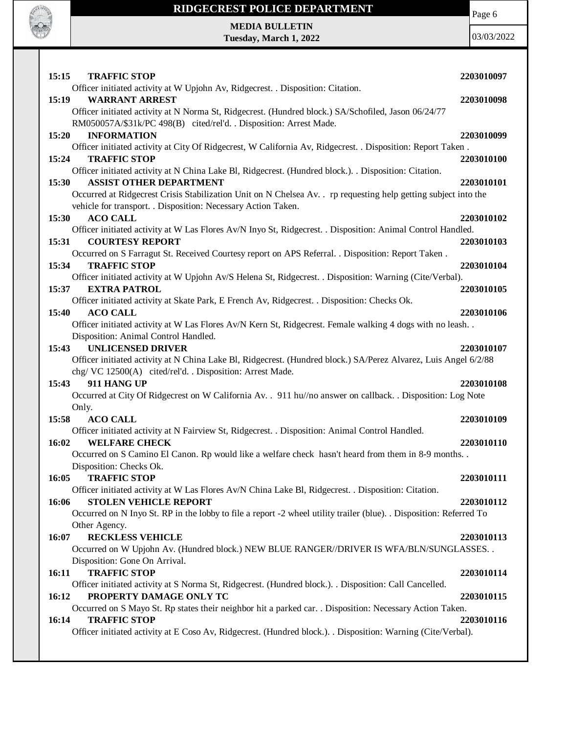**15:15 TRAFFIC STOP 2203010097**

Officer initiated activity at W Upjohn Av, Ridgecrest. . Disposition: Citation.

**15:19 WARRANT ARREST 2203010098**

Officer initiated activity at N Norma St, Ridgecrest. (Hundred block.) SA/Schofiled, Jason 06/24/77 RM050057A/$31k/PC 498(B) cited/rel'd. . Disposition: Arrest Made.

**15:20 INFORMATION 2203010099**

Officer initiated activity at City Of Ridgecrest, W California Av, Ridgecrest. . Disposition: Report Taken .

**15:24 TRAFFIC STOP 2203010100**

Officer initiated activity at N China Lake Bl, Ridgecrest. (Hundred block.). . Disposition: Citation.

**15:30 ASSIST OTHER DEPARTMENT 2203010101**

Occurred at Ridgecrest Crisis Stabilization Unit on N Chelsea Av. . rp requesting help getting subject into the vehicle for transport. . Disposition: Necessary Action Taken.

**15:30 ACO CALL 2203010102**

Officer initiated activity at W Las Flores Av/N Inyo St, Ridgecrest. . Disposition: Animal Control Handled.

**15:31 COURTESY REPORT 2203010103**

Occurred on S Farragut St. Received Courtesy report on APS Referral. . Disposition: Report Taken .

**15:34 TRAFFIC STOP 2203010104**

Officer initiated activity at W Upjohn Av/S Helena St, Ridgecrest. . Disposition: Warning (Cite/Verbal).

**15:37 EXTRA PATROL 2203010105**

Officer initiated activity at Skate Park, E French Av, Ridgecrest. . Disposition: Checks Ok.

**15:40 ACO CALL 2203010106**

Officer initiated activity at W Las Flores Av/N Kern St, Ridgecrest. Female walking 4 dogs with no leash. . Disposition: Animal Control Handled.

**15:43 UNLICENSED DRIVER 2203010107**

Officer initiated activity at N China Lake Bl, Ridgecrest. (Hundred block.) SA/Perez Alvarez, Luis Angel 6/2/88 chg/ VC 12500(A) cited/rel'd. . Disposition: Arrest Made.

**15:43 911 HANG UP 2203010108**

Occurred at City Of Ridgecrest on W California Av. . 911 hu//no answer on callback. . Disposition: Log Note Only.

**15:58 ACO CALL 2203010109**

Officer initiated activity at N Fairview St, Ridgecrest. . Disposition: Animal Control Handled.

**16:02 WELFARE CHECK 2203010110**

Occurred on S Camino El Canon. Rp would like a welfare check hasn't heard from them in 8-9 months. . Disposition: Checks Ok.

**16:05 TRAFFIC STOP 2203010111**

Officer initiated activity at W Las Flores Av/N China Lake Bl, Ridgecrest. . Disposition: Citation.

**16:06 STOLEN VEHICLE REPORT 2203010112**

Occurred on N Inyo St. RP in the lobby to file a report -2 wheel utility trailer (blue). . Disposition: Referred To Other Agency.

**16:07 RECKLESS VEHICLE 2203010113**

Occurred on W Upjohn Av. (Hundred block.) NEW BLUE RANGER//DRIVER IS WFA/BLN/SUNGLASSES. . Disposition: Gone On Arrival.

**16:11 TRAFFIC STOP 2203010114**

Officer initiated activity at S Norma St, Ridgecrest. (Hundred block.). . Disposition: Call Cancelled.

**16:12 PROPERTY DAMAGE ONLY TC 2203010115**

Occurred on S Mayo St. Rp states their neighbor hit a parked car. . Disposition: Necessary Action Taken.

**16:14 TRAFFIC STOP 2203010116**

Officer initiated activity at E Coso Av, Ridgecrest. (Hundred block.). . Disposition: Warning (Cite/Verbal).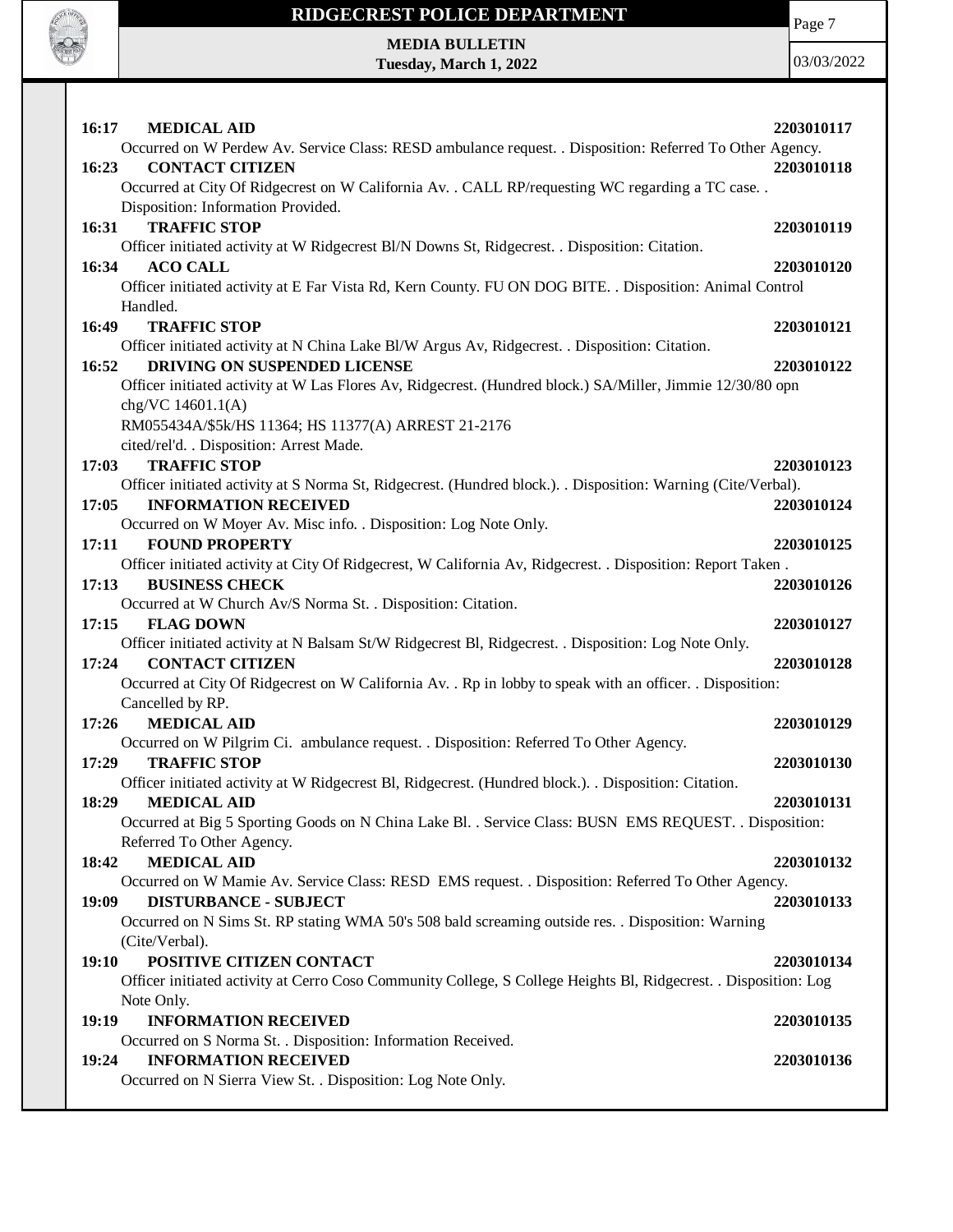**16:17 MEDICAL AID** **2203010117**
Occurred on W Perdew Av. Service Class: RESD ambulance request. . Disposition: Referred To Other Agency.

**16:23 CONTACT CITIZEN** **2203010118**
Occurred at City Of Ridgecrest on W California Av. . CALL RP/requesting WC regarding a TC case. . Disposition: Information Provided.

**16:31 TRAFFIC STOP** **2203010119**
Officer initiated activity at W Ridgecrest Bl/N Downs St, Ridgecrest. . Disposition: Citation.

**16:34 ACO CALL** **2203010120**
Officer initiated activity at E Far Vista Rd, Kern County. FU ON DOG BITE. . Disposition: Animal Control Handled.

**16:49 TRAFFIC STOP** **2203010121**
Officer initiated activity at N China Lake Bl/W Argus Av, Ridgecrest. . Disposition: Citation.

**16:52 DRIVING ON SUSPENDED LICENSE** **2203010122**
Officer initiated activity at W Las Flores Av, Ridgecrest. (Hundred block.) SA/Miller, Jimmie 12/30/80 opn chg/VC 14601.1(A)
RM055434A/$5k/HS 11364; HS 11377(A) ARREST 21-2176
cited/rel'd. . Disposition: Arrest Made.

**17:03 TRAFFIC STOP** **2203010123**
Officer initiated activity at S Norma St, Ridgecrest. (Hundred block.). . Disposition: Warning (Cite/Verbal).

**17:05 INFORMATION RECEIVED** **2203010124**
Occurred on W Moyer Av. Misc info. . Disposition: Log Note Only.

**17:11 FOUND PROPERTY** **2203010125**
Officer initiated activity at City Of Ridgecrest, W California Av, Ridgecrest. . Disposition: Report Taken .

**17:13 BUSINESS CHECK** **2203010126**
Occurred at W Church Av/S Norma St. . Disposition: Citation.

**17:15 FLAG DOWN** **2203010127**
Officer initiated activity at N Balsam St/W Ridgecrest Bl, Ridgecrest. . Disposition: Log Note Only.

**17:24 CONTACT CITIZEN** **2203010128**
Occurred at City Of Ridgecrest on W California Av. . Rp in lobby to speak with an officer. . Disposition: Cancelled by RP.

**17:26 MEDICAL AID** **2203010129**
Occurred on W Pilgrim Ci. ambulance request. . Disposition: Referred To Other Agency.

**17:29 TRAFFIC STOP** **2203010130**
Officer initiated activity at W Ridgecrest Bl, Ridgecrest. (Hundred block.). . Disposition: Citation.

**18:29 MEDICAL AID** **2203010131**
Occurred at Big 5 Sporting Goods on N China Lake Bl. . Service Class: BUSN EMS REQUEST. . Disposition: Referred To Other Agency.

**18:42 MEDICAL AID** **2203010132**
Occurred on W Mamie Av. Service Class: RESD EMS request. . Disposition: Referred To Other Agency.

**19:09 DISTURBANCE - SUBJECT** **2203010133**
Occurred on N Sims St. RP stating WMA 50's 508 bald screaming outside res. . Disposition: Warning (Cite/Verbal).

**19:10 POSITIVE CITIZEN CONTACT** **2203010134**
Officer initiated activity at Cerro Coso Community College, S College Heights Bl, Ridgecrest. . Disposition: Log Note Only.

**19:19 INFORMATION RECEIVED** **2203010135**
Occurred on S Norma St. . Disposition: Information Received.

**19:24 INFORMATION RECEIVED** **2203010136**
Occurred on N Sierra View St. . Disposition: Log Note Only.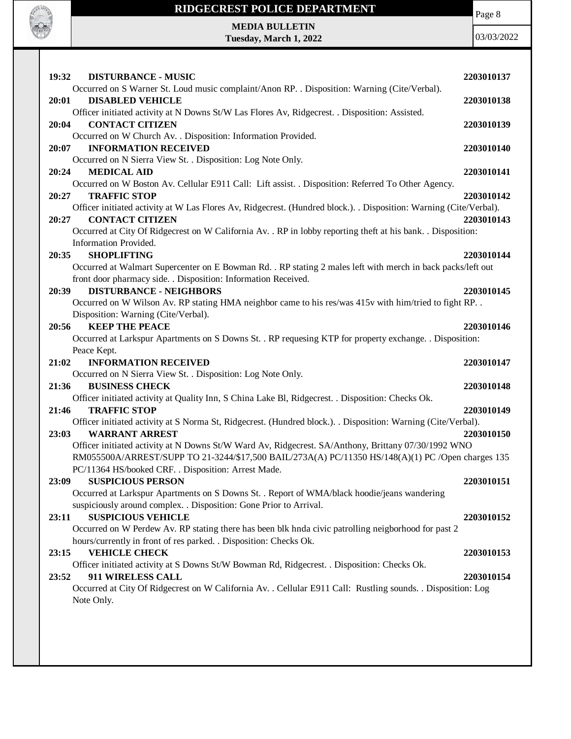**19:32 DISTURBANCE - MUSIC** **2203010137**
Occurred on S Warner St. Loud music complaint/Anon RP. . Disposition: Warning (Cite/Verbal).

**20:01 DISABLED VEHICLE** **2203010138**
Officer initiated activity at N Downs St/W Las Flores Av, Ridgecrest. . Disposition: Assisted.

**20:04 CONTACT CITIZEN** **2203010139**
Occurred on W Church Av. . Disposition: Information Provided.

**20:07 INFORMATION RECEIVED** **2203010140**
Occurred on N Sierra View St. . Disposition: Log Note Only.

**20:24 MEDICAL AID** **2203010141**
Occurred on W Boston Av. Cellular E911 Call: Lift assist. . Disposition: Referred To Other Agency.

**20:27 TRAFFIC STOP** **2203010142**
Officer initiated activity at W Las Flores Av, Ridgecrest. (Hundred block.). . Disposition: Warning (Cite/Verbal).

**20:27 CONTACT CITIZEN** **2203010143**
Occurred at City Of Ridgecrest on W California Av. . RP in lobby reporting theft at his bank. . Disposition: Information Provided.

**20:35 SHOPLIFTING** **2203010144**
Occurred at Walmart Supercenter on E Bowman Rd. . RP stating 2 males left with merch in back packs/left out front door pharmacy side. . Disposition: Information Received.

**20:39 DISTURBANCE - NEIGHBORS** **2203010145**
Occurred on W Wilson Av. RP stating HMA neighbor came to his res/was 415v with him/tried to fight RP. . Disposition: Warning (Cite/Verbal).

**20:56 KEEP THE PEACE** **2203010146**
Occurred at Larkspur Apartments on S Downs St. . RP requesing KTP for property exchange. . Disposition: Peace Kept.

**21:02 INFORMATION RECEIVED** **2203010147**
Occurred on N Sierra View St. . Disposition: Log Note Only.

**21:36 BUSINESS CHECK** **2203010148**
Officer initiated activity at Quality Inn, S China Lake Bl, Ridgecrest. . Disposition: Checks Ok.

**21:46 TRAFFIC STOP** **2203010149**
Officer initiated activity at S Norma St, Ridgecrest. (Hundred block.). . Disposition: Warning (Cite/Verbal).

**23:03 WARRANT ARREST** **2203010150**
Officer initiated activity at N Downs St/W Ward Av, Ridgecrest. SA/Anthony, Brittany 07/30/1992 WNO RM055500A/ARREST/SUPP TO 21-3244/$17,500 BAIL/273A(A) PC/11350 HS/148(A)(1) PC /Open charges 135 PC/11364 HS/booked CRF. . Disposition: Arrest Made.

**23:09 SUSPICIOUS PERSON** **2203010151**
Occurred at Larkspur Apartments on S Downs St. . Report of WMA/black hoodie/jeans wandering suspiciously around complex. . Disposition: Gone Prior to Arrival.

**23:11 SUSPICIOUS VEHICLE** **2203010152**
Occurred on W Perdew Av. RP stating there has been blk hnda civic patrolling neigborhood for past 2 hours/currently in front of res parked. . Disposition: Checks Ok.

**23:15 VEHICLE CHECK** **2203010153**
Officer initiated activity at S Downs St/W Bowman Rd, Ridgecrest. . Disposition: Checks Ok.

**23:52 911 WIRELESS CALL** **2203010154**
Occurred at City Of Ridgecrest on W California Av. . Cellular E911 Call: Rustling sounds. . Disposition: Log Note Only.